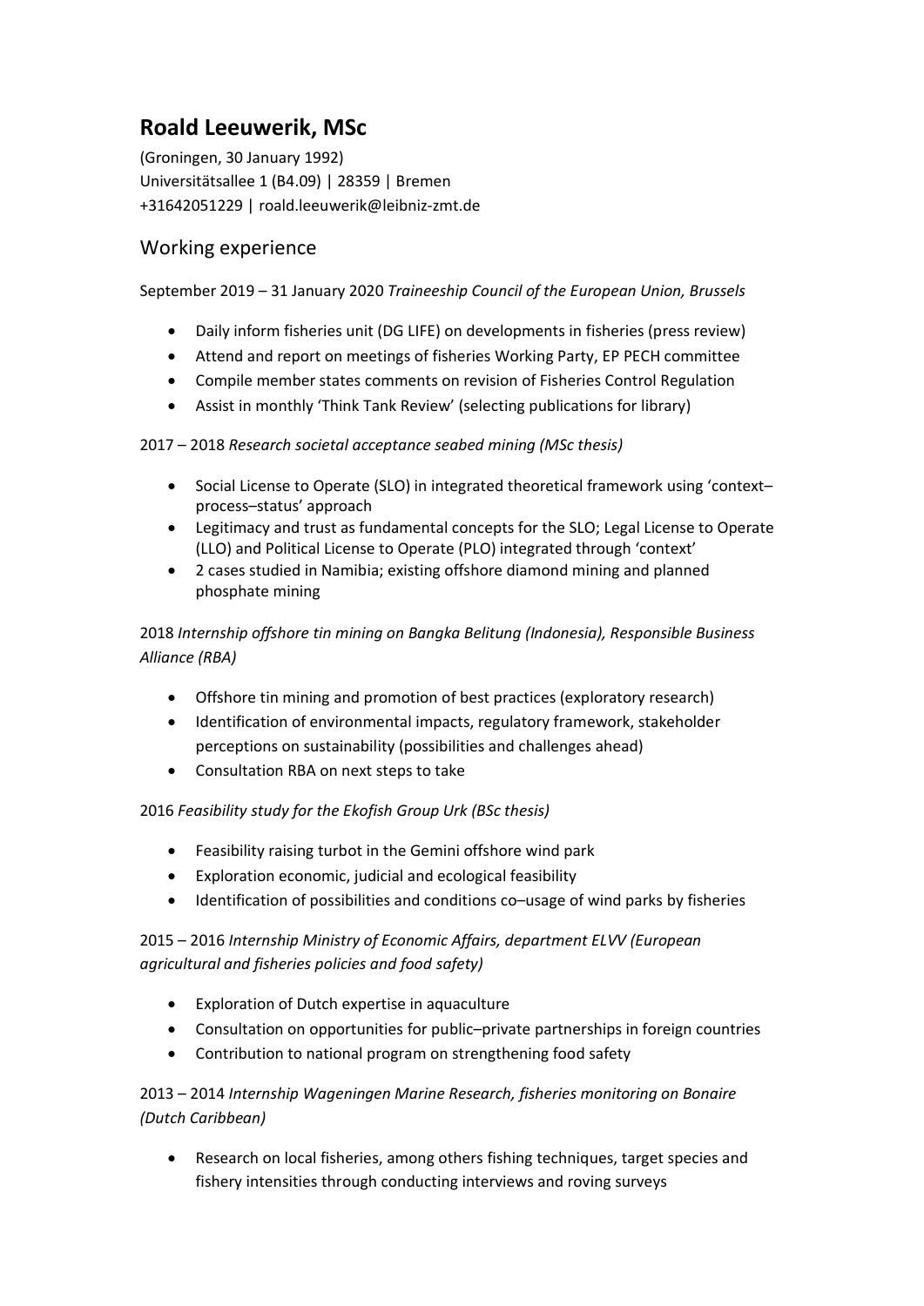# Roald Leeuwerik, MSc

(Groningen, 30 January 1992)
Universitätsallee 1 (B4.09) | 28359 | Bremen
+31642051229 | roald.leeuwerik@leibniz-zmt.de

## Working experience

September 2019 – 31 January 2020 *Traineeship Council of the European Union, Brussels*

- Daily inform fisheries unit (DG LIFE) on developments in fisheries (press review)
- Attend and report on meetings of fisheries Working Party, EP PECH committee
- Compile member states comments on revision of Fisheries Control Regulation
- Assist in monthly 'Think Tank Review' (selecting publications for library)

2017 – 2018 *Research societal acceptance seabed mining (MSc thesis)*

- Social License to Operate (SLO) in integrated theoretical framework using 'context–process–status' approach
- Legitimacy and trust as fundamental concepts for the SLO; Legal License to Operate (LLO) and Political License to Operate (PLO) integrated through 'context'
- 2 cases studied in Namibia; existing offshore diamond mining and planned phosphate mining

2018 *Internship offshore tin mining on Bangka Belitung (Indonesia), Responsible Business Alliance (RBA)*

- Offshore tin mining and promotion of best practices (exploratory research)
- Identification of environmental impacts, regulatory framework, stakeholder perceptions on sustainability (possibilities and challenges ahead)
- Consultation RBA on next steps to take

2016 *Feasibility study for the Ekofish Group Urk (BSc thesis)*

- Feasibility raising turbot in the Gemini offshore wind park
- Exploration economic, judicial and ecological feasibility
- Identification of possibilities and conditions co–usage of wind parks by fisheries

2015 – 2016 *Internship Ministry of Economic Affairs, department ELVV (European agricultural and fisheries policies and food safety)*

- Exploration of Dutch expertise in aquaculture
- Consultation on opportunities for public–private partnerships in foreign countries
- Contribution to national program on strengthening food safety

2013 – 2014 *Internship Wageningen Marine Research, fisheries monitoring on Bonaire (Dutch Caribbean)*

- Research on local fisheries, among others fishing techniques, target species and fishery intensities through conducting interviews and roving surveys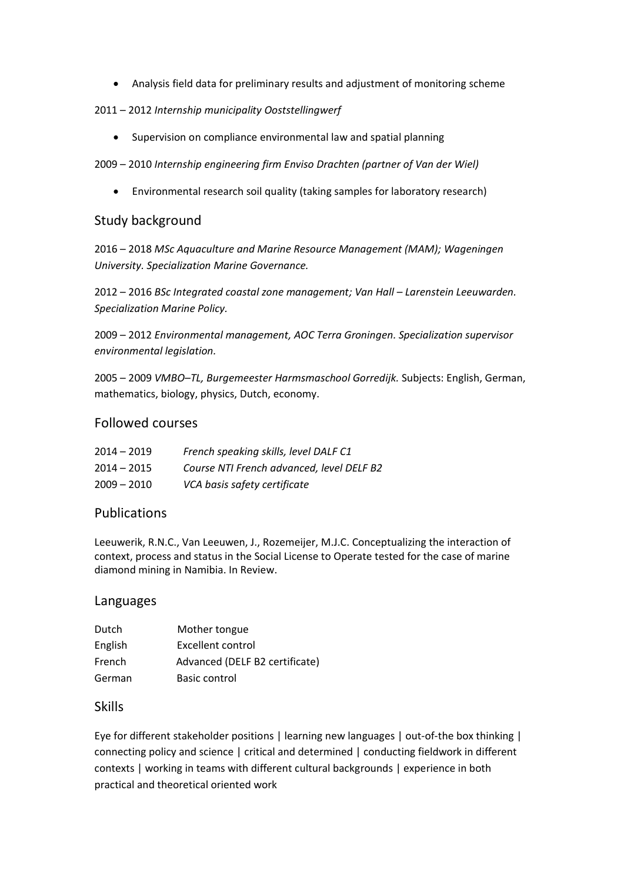- Analysis field data for preliminary results and adjustment of monitoring scheme

2011 – 2012 *Internship municipality Ooststellingwerf*

- Supervision on compliance environmental law and spatial planning

2009 – 2010 *Internship engineering firm Enviso Drachten (partner of Van der Wiel)*

- Environmental research soil quality (taking samples for laboratory research)

## Study background

2016 – 2018 *MSc Aquaculture and Marine Resource Management (MAM); Wageningen University. Specialization Marine Governance.*

2012 – 2016 *BSc Integrated coastal zone management; Van Hall – Larenstein Leeuwarden. Specialization Marine Policy.*

2009 – 2012 *Environmental management, AOC Terra Groningen. Specialization supervisor environmental legislation.*

2005 – 2009 *VMBO–TL, Burgemeester Harmsmaschool Gorredijk.* Subjects: English, German, mathematics, biology, physics, Dutch, economy.

## Followed courses

| | |
|---|---|
| 2014 – 2019 | *French speaking skills, level DALF C1* |
| 2014 – 2015 | *Course NTI French advanced, level DELF B2* |
| 2009 – 2010 | *VCA basis safety certificate* |

## Publications

Leeuwerik, R.N.C., Van Leeuwen, J., Rozemeijer, M.J.C. Conceptualizing the interaction of context, process and status in the Social License to Operate tested for the case of marine diamond mining in Namibia. In Review.

## Languages

| | |
|---|---|
| Dutch | Mother tongue |
| English | Excellent control |
| French | Advanced (DELF B2 certificate) |
| German | Basic control |

## Skills

Eye for different stakeholder positions | learning new languages | out-of-the box thinking | connecting policy and science | critical and determined | conducting fieldwork in different contexts | working in teams with different cultural backgrounds | experience in both practical and theoretical oriented work